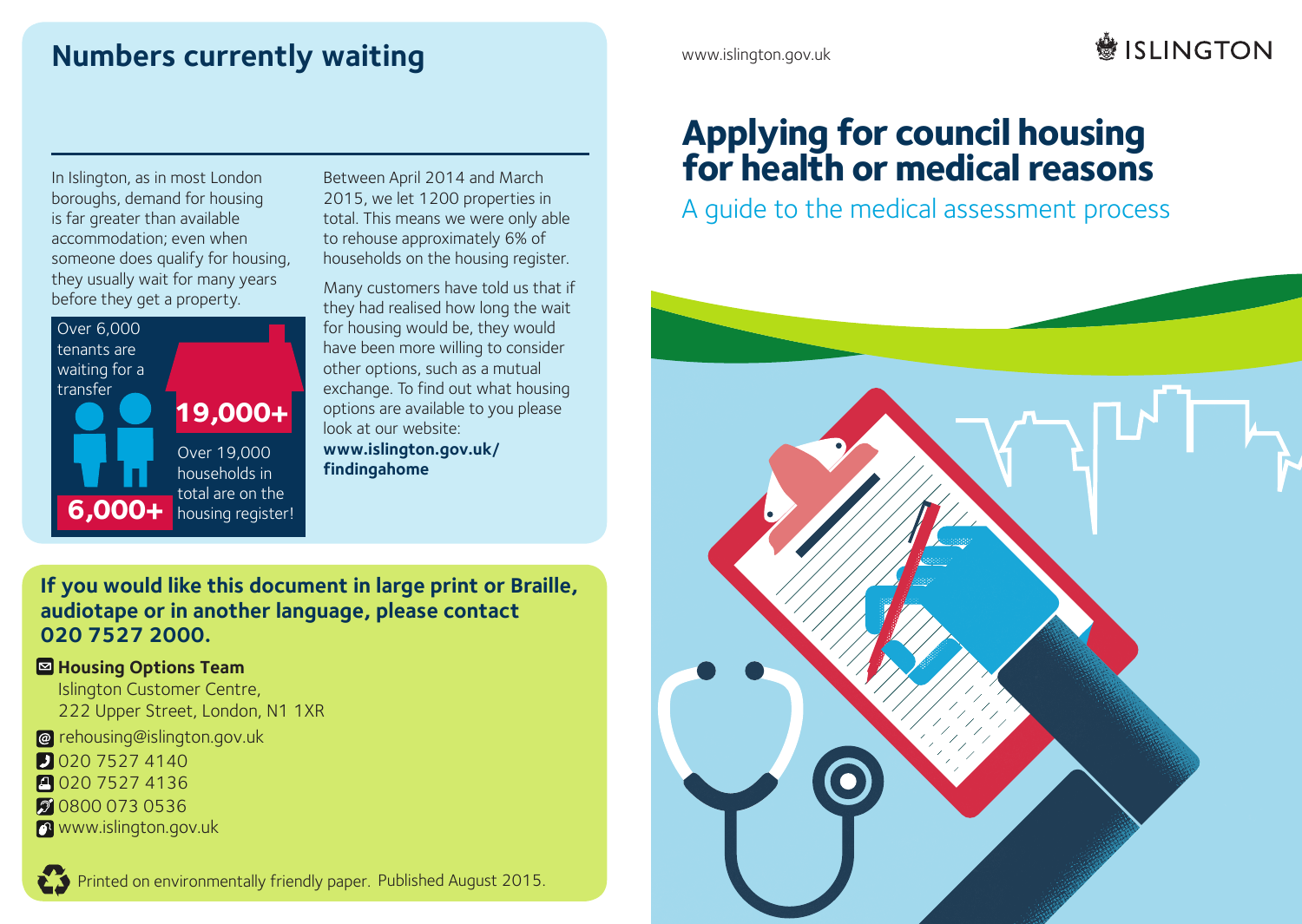## Numbers currently waiting

In Islington, as in most London boroughs, demand for housing is far greater than available accommodation; even when someone does qualify for housing, they usually wait for many years before they get a property.

Over 6,000 tenants are waiting for a transfer

**6,000+**

**19,000+**

Over 19,000 households in total are on the housing register!

Between April 2014 and March 2015, we let 1200 properties in total. This means we were only able to rehouse approximately 6% of households on the housing register.

Many customers have told us that if they had realised how long the wait for housing would be, they would have been more willing to consider other options, such as a mutual exchange. To find out what housing options are available to you please look at our website: **www.islington.gov.uk/findingahome**

**If you would like this document in large print or Braille, audiotape or in another language, please contact 020 7527 2000.**

**Housing Options Team**
Islington Customer Centre,
222 Upper Street, London, N1 1XR

rehousing@islington.gov.uk
020 7527 4140
020 7527 4136
0800 073 0536
www.islington.gov.uk

Printed on environmentally friendly paper. Published August 2015.

www.islington.gov.uk

ISLINGTON

# Applying for council housing for health or medical reasons

A guide to the medical assessment process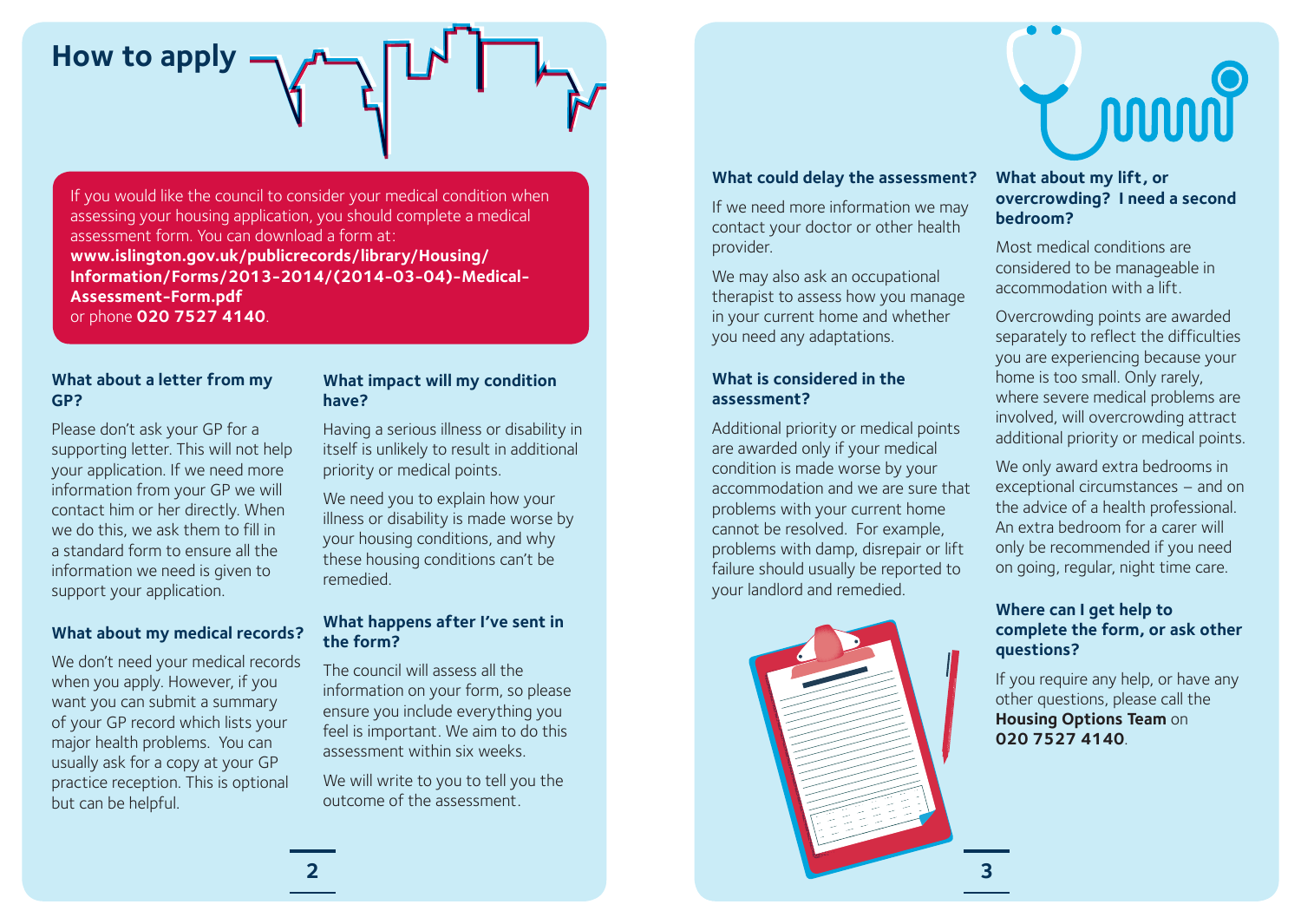## How to apply

If you would like the council to consider your medical condition when assessing your housing application, you should complete a medical assessment form. You can download a form at:
**www.islington.gov.uk/publicrecords/library/Housing/Information/Forms/2013-2014/(2014-03-04)-Medical-Assessment-Form.pdf**
or phone **020 7527 4140**.

### What about a letter from my GP?

Please don't ask your GP for a supporting letter. This will not help your application. If we need more information from your GP we will contact him or her directly. When we do this, we ask them to fill in a standard form to ensure all the information we need is given to support your application.

### What about my medical records?

We don't need your medical records when you apply. However, if you want you can submit a summary of your GP record which lists your major health problems. You can usually ask for a copy at your GP practice reception. This is optional but can be helpful.

### What impact will my condition have?

Having a serious illness or disability in itself is unlikely to result in additional priority or medical points.

We need you to explain how your illness or disability is made worse by your housing conditions, and why these housing conditions can't be remedied.

### What happens after I've sent in the form?

The council will assess all the information on your form, so please ensure you include everything you feel is important. We aim to do this assessment within six weeks.

We will write to you to tell you the outcome of the assessment.

### What could delay the assessment?

If we need more information we may contact your doctor or other health provider.

We may also ask an occupational therapist to assess how you manage in your current home and whether you need any adaptations.

### What is considered in the assessment?

Additional priority or medical points are awarded only if your medical condition is made worse by your accommodation and we are sure that problems with your current home cannot be resolved. For example, problems with damp, disrepair or lift failure should usually be reported to your landlord and remedied.

### What about my lift, or overcrowding? I need a second bedroom?

Most medical conditions are considered to be manageable in accommodation with a lift.

Overcrowding points are awarded separately to reflect the difficulties you are experiencing because your home is too small. Only rarely, where severe medical problems are involved, will overcrowding attract additional priority or medical points.

We only award extra bedrooms in exceptional circumstances – and on the advice of a health professional. An extra bedroom for a carer will only be recommended if you need on going, regular, night time care.

### Where can I get help to complete the form, or ask other questions?

If you require any help, or have any other questions, please call the **Housing Options Team** on **020 7527 4140**.